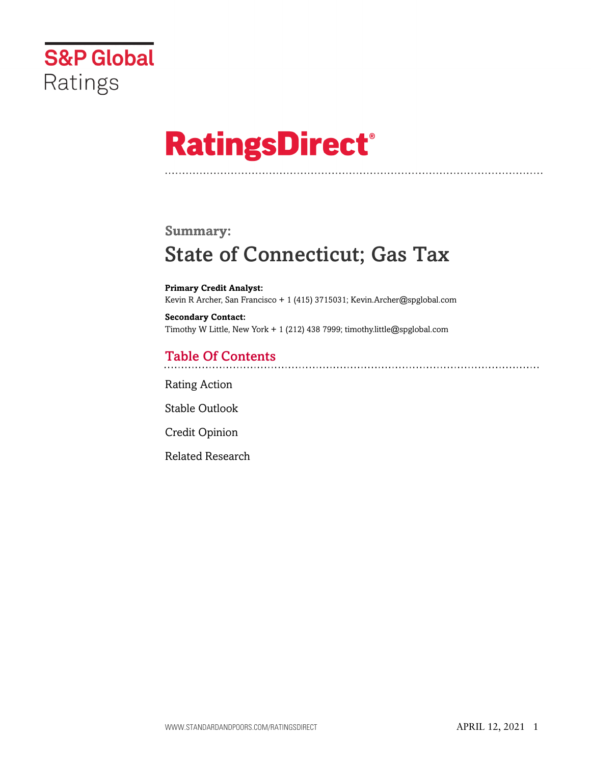S&P Global Ratings

# RatingsDirect®

## Summary:

# State of Connecticut; Gas Tax

**Primary Credit Analyst:**
Kevin R Archer, San Francisco + 1 (415) 3715031; Kevin.Archer@spglobal.com

**Secondary Contact:**
Timothy W Little, New York + 1 (212) 438 7999; timothy.little@spglobal.com

## Table Of Contents

Rating Action

Stable Outlook

Credit Opinion

Related Research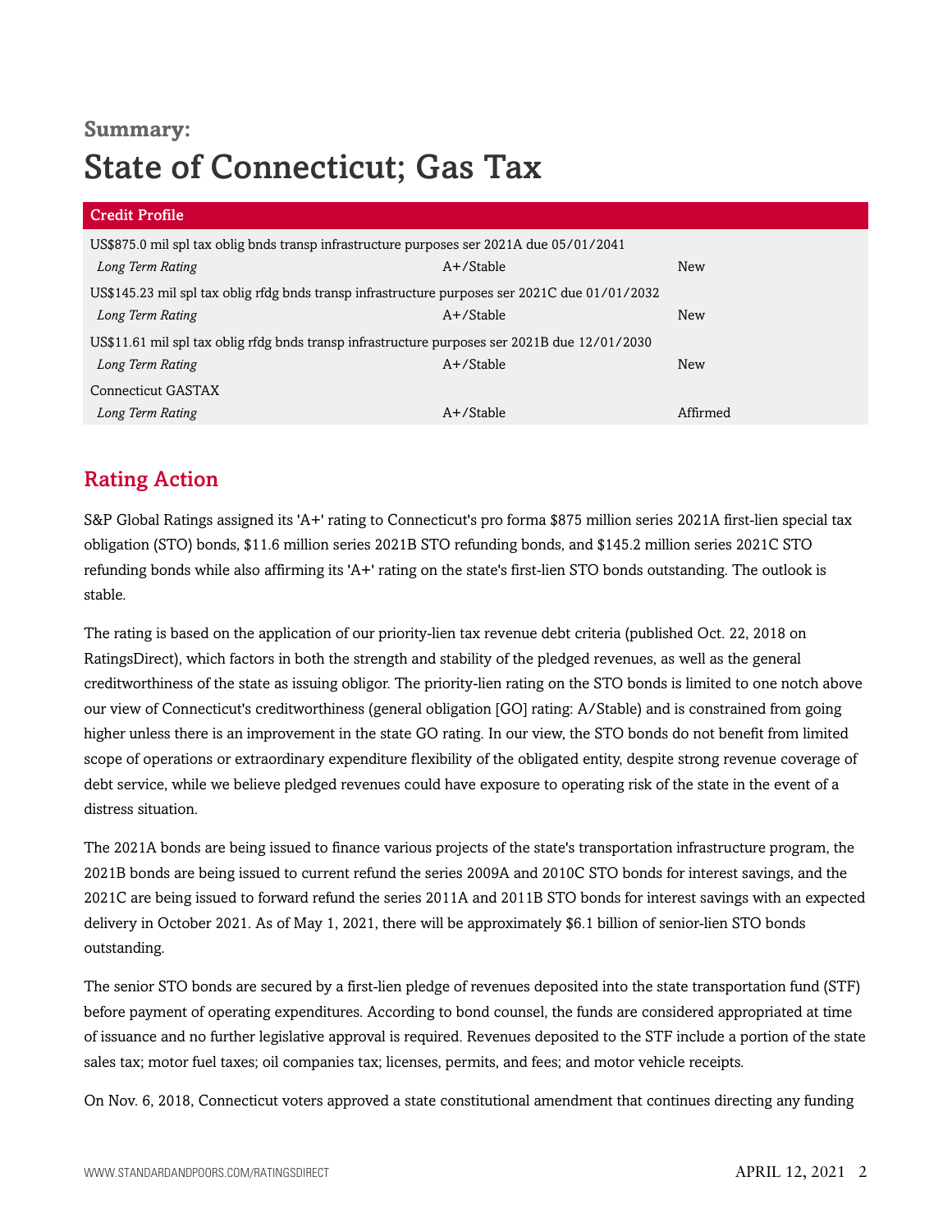**Summary:**

# State of Connecticut; Gas Tax

| Credit Profile | | |
|---|---|---|
| US$875.0 mil spl tax oblig bnds transp infrastructure purposes ser 2021A due 05/01/2041 | | |
| *Long Term Rating* | A+/Stable | New |
| US$145.23 mil spl tax oblig rfdg bnds transp infrastructure purposes ser 2021C due 01/01/2032 | | |
| *Long Term Rating* | A+/Stable | New |
| US$11.61 mil spl tax oblig rfdg bnds transp infrastructure purposes ser 2021B due 12/01/2030 | | |
| *Long Term Rating* | A+/Stable | New |
| Connecticut GASTAX | | |
| *Long Term Rating* | A+/Stable | Affirmed |

## Rating Action

S&P Global Ratings assigned its 'A+' rating to Connecticut's pro forma $875 million series 2021A first-lien special tax obligation (STO) bonds, $11.6 million series 2021B STO refunding bonds, and $145.2 million series 2021C STO refunding bonds while also affirming its 'A+' rating on the state's first-lien STO bonds outstanding. The outlook is stable.

The rating is based on the application of our priority-lien tax revenue debt criteria (published Oct. 22, 2018 on RatingsDirect), which factors in both the strength and stability of the pledged revenues, as well as the general creditworthiness of the state as issuing obligor. The priority-lien rating on the STO bonds is limited to one notch above our view of Connecticut's creditworthiness (general obligation [GO] rating: A/Stable) and is constrained from going higher unless there is an improvement in the state GO rating. In our view, the STO bonds do not benefit from limited scope of operations or extraordinary expenditure flexibility of the obligated entity, despite strong revenue coverage of debt service, while we believe pledged revenues could have exposure to operating risk of the state in the event of a distress situation.

The 2021A bonds are being issued to finance various projects of the state's transportation infrastructure program, the 2021B bonds are being issued to current refund the series 2009A and 2010C STO bonds for interest savings, and the 2021C are being issued to forward refund the series 2011A and 2011B STO bonds for interest savings with an expected delivery in October 2021. As of May 1, 2021, there will be approximately $6.1 billion of senior-lien STO bonds outstanding.

The senior STO bonds are secured by a first-lien pledge of revenues deposited into the state transportation fund (STF) before payment of operating expenditures. According to bond counsel, the funds are considered appropriated at time of issuance and no further legislative approval is required. Revenues deposited to the STF include a portion of the state sales tax; motor fuel taxes; oil companies tax; licenses, permits, and fees; and motor vehicle receipts.

On Nov. 6, 2018, Connecticut voters approved a state constitutional amendment that continues directing any funding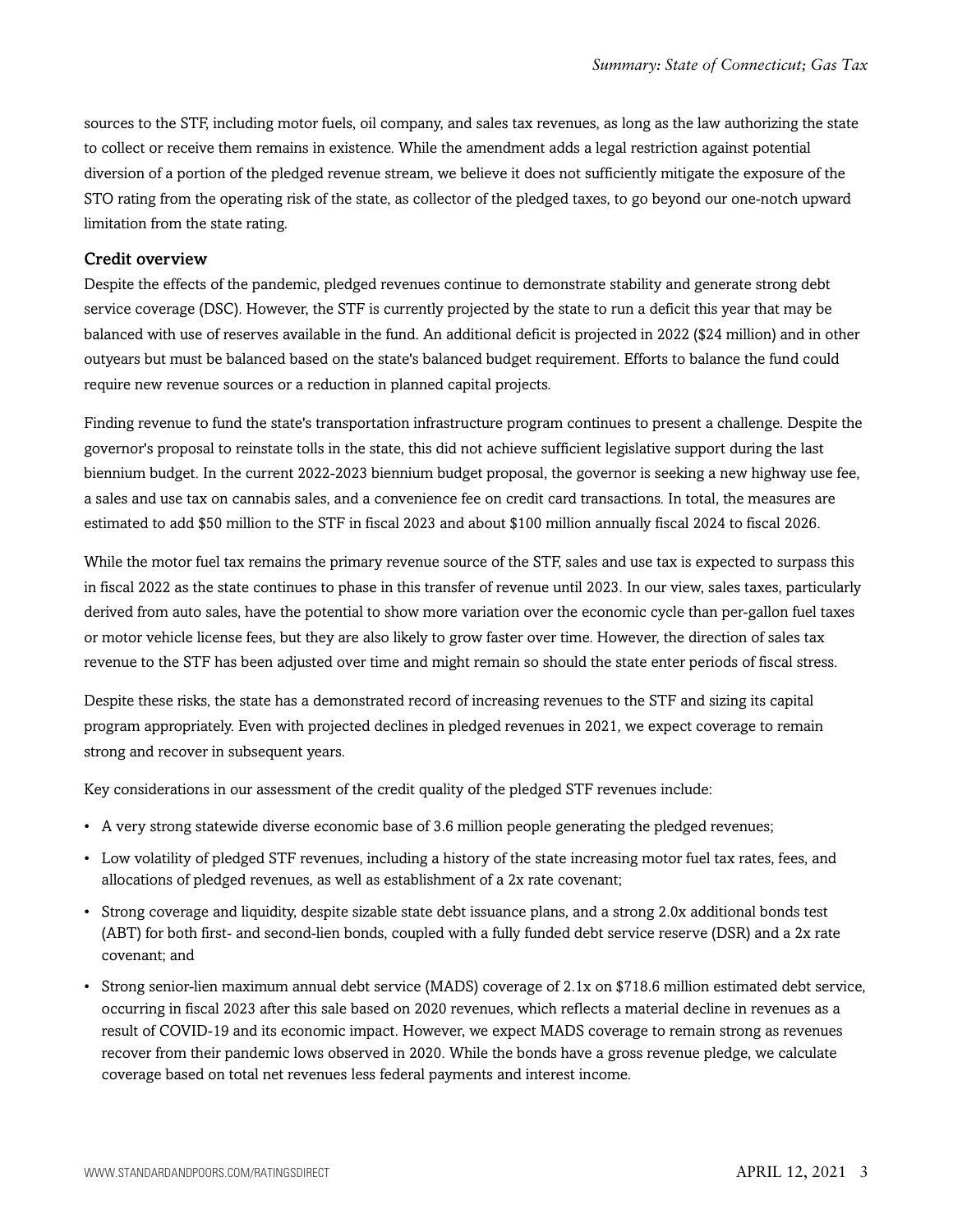sources to the STF, including motor fuels, oil company, and sales tax revenues, as long as the law authorizing the state to collect or receive them remains in existence. While the amendment adds a legal restriction against potential diversion of a portion of the pledged revenue stream, we believe it does not sufficiently mitigate the exposure of the STO rating from the operating risk of the state, as collector of the pledged taxes, to go beyond our one-notch upward limitation from the state rating.

### Credit overview

Despite the effects of the pandemic, pledged revenues continue to demonstrate stability and generate strong debt service coverage (DSC). However, the STF is currently projected by the state to run a deficit this year that may be balanced with use of reserves available in the fund. An additional deficit is projected in 2022 ($24 million) and in other outyears but must be balanced based on the state's balanced budget requirement. Efforts to balance the fund could require new revenue sources or a reduction in planned capital projects.

Finding revenue to fund the state's transportation infrastructure program continues to present a challenge. Despite the governor's proposal to reinstate tolls in the state, this did not achieve sufficient legislative support during the last biennium budget. In the current 2022-2023 biennium budget proposal, the governor is seeking a new highway use fee, a sales and use tax on cannabis sales, and a convenience fee on credit card transactions. In total, the measures are estimated to add $50 million to the STF in fiscal 2023 and about $100 million annually fiscal 2024 to fiscal 2026.

While the motor fuel tax remains the primary revenue source of the STF, sales and use tax is expected to surpass this in fiscal 2022 as the state continues to phase in this transfer of revenue until 2023. In our view, sales taxes, particularly derived from auto sales, have the potential to show more variation over the economic cycle than per-gallon fuel taxes or motor vehicle license fees, but they are also likely to grow faster over time. However, the direction of sales tax revenue to the STF has been adjusted over time and might remain so should the state enter periods of fiscal stress.

Despite these risks, the state has a demonstrated record of increasing revenues to the STF and sizing its capital program appropriately. Even with projected declines in pledged revenues in 2021, we expect coverage to remain strong and recover in subsequent years.

Key considerations in our assessment of the credit quality of the pledged STF revenues include:

- A very strong statewide diverse economic base of 3.6 million people generating the pledged revenues;
- Low volatility of pledged STF revenues, including a history of the state increasing motor fuel tax rates, fees, and allocations of pledged revenues, as well as establishment of a 2x rate covenant;
- Strong coverage and liquidity, despite sizable state debt issuance plans, and a strong 2.0x additional bonds test (ABT) for both first- and second-lien bonds, coupled with a fully funded debt service reserve (DSR) and a 2x rate covenant; and
- Strong senior-lien maximum annual debt service (MADS) coverage of 2.1x on $718.6 million estimated debt service, occurring in fiscal 2023 after this sale based on 2020 revenues, which reflects a material decline in revenues as a result of COVID-19 and its economic impact. However, we expect MADS coverage to remain strong as revenues recover from their pandemic lows observed in 2020. While the bonds have a gross revenue pledge, we calculate coverage based on total net revenues less federal payments and interest income.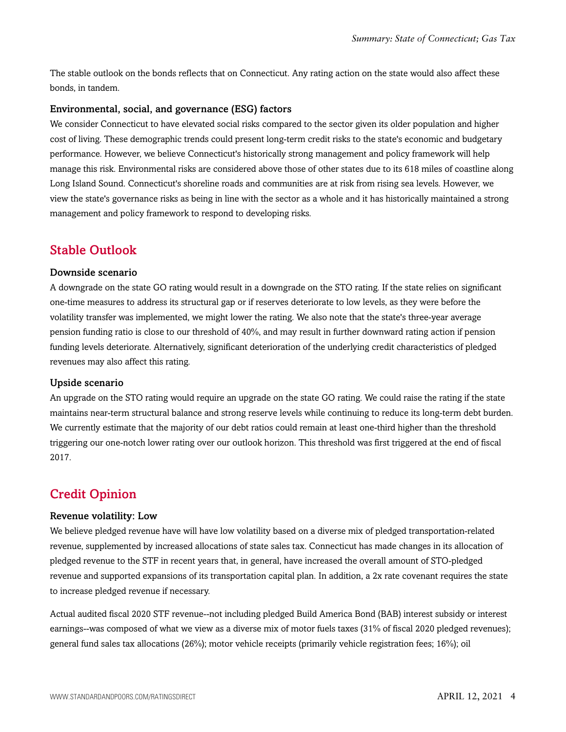The stable outlook on the bonds reflects that on Connecticut. Any rating action on the state would also affect these bonds, in tandem.

### Environmental, social, and governance (ESG) factors

We consider Connecticut to have elevated social risks compared to the sector given its older population and higher cost of living. These demographic trends could present long-term credit risks to the state's economic and budgetary performance. However, we believe Connecticut's historically strong management and policy framework will help manage this risk. Environmental risks are considered above those of other states due to its 618 miles of coastline along Long Island Sound. Connecticut's shoreline roads and communities are at risk from rising sea levels. However, we view the state's governance risks as being in line with the sector as a whole and it has historically maintained a strong management and policy framework to respond to developing risks.

## Stable Outlook

### Downside scenario

A downgrade on the state GO rating would result in a downgrade on the STO rating. If the state relies on significant one-time measures to address its structural gap or if reserves deteriorate to low levels, as they were before the volatility transfer was implemented, we might lower the rating. We also note that the state's three-year average pension funding ratio is close to our threshold of 40%, and may result in further downward rating action if pension funding levels deteriorate. Alternatively, significant deterioration of the underlying credit characteristics of pledged revenues may also affect this rating.

### Upside scenario

An upgrade on the STO rating would require an upgrade on the state GO rating. We could raise the rating if the state maintains near-term structural balance and strong reserve levels while continuing to reduce its long-term debt burden. We currently estimate that the majority of our debt ratios could remain at least one-third higher than the threshold triggering our one-notch lower rating over our outlook horizon. This threshold was first triggered at the end of fiscal 2017.

## Credit Opinion

### Revenue volatility: Low

We believe pledged revenue have will have low volatility based on a diverse mix of pledged transportation-related revenue, supplemented by increased allocations of state sales tax. Connecticut has made changes in its allocation of pledged revenue to the STF in recent years that, in general, have increased the overall amount of STO-pledged revenue and supported expansions of its transportation capital plan. In addition, a 2x rate covenant requires the state to increase pledged revenue if necessary.

Actual audited fiscal 2020 STF revenue--not including pledged Build America Bond (BAB) interest subsidy or interest earnings--was composed of what we view as a diverse mix of motor fuels taxes (31% of fiscal 2020 pledged revenues); general fund sales tax allocations (26%); motor vehicle receipts (primarily vehicle registration fees; 16%); oil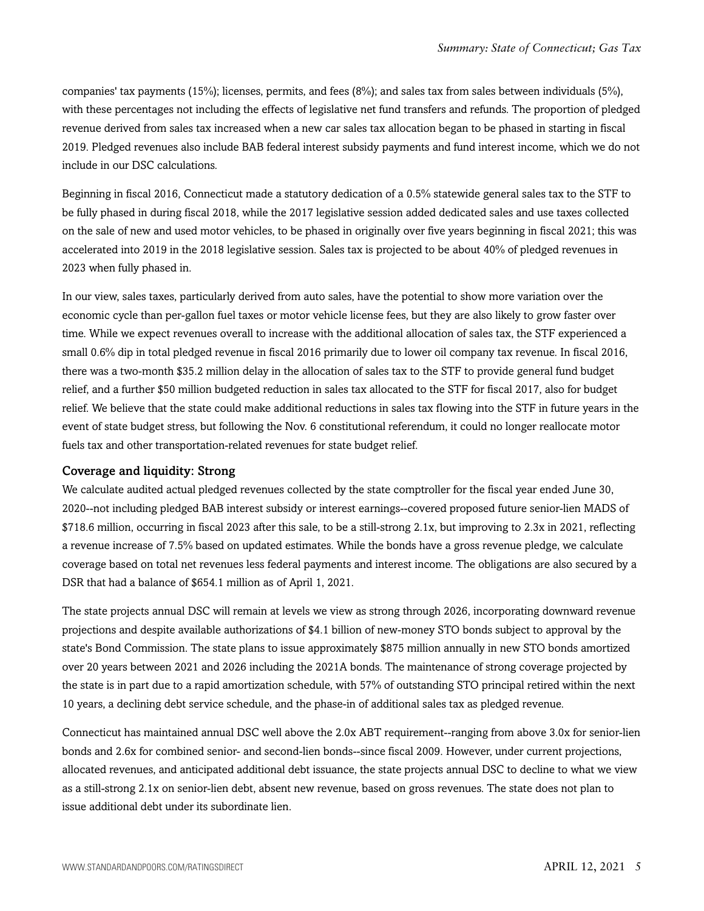companies' tax payments (15%); licenses, permits, and fees (8%); and sales tax from sales between individuals (5%), with these percentages not including the effects of legislative net fund transfers and refunds. The proportion of pledged revenue derived from sales tax increased when a new car sales tax allocation began to be phased in starting in fiscal 2019. Pledged revenues also include BAB federal interest subsidy payments and fund interest income, which we do not include in our DSC calculations.

Beginning in fiscal 2016, Connecticut made a statutory dedication of a 0.5% statewide general sales tax to the STF to be fully phased in during fiscal 2018, while the 2017 legislative session added dedicated sales and use taxes collected on the sale of new and used motor vehicles, to be phased in originally over five years beginning in fiscal 2021; this was accelerated into 2019 in the 2018 legislative session. Sales tax is projected to be about 40% of pledged revenues in 2023 when fully phased in.

In our view, sales taxes, particularly derived from auto sales, have the potential to show more variation over the economic cycle than per-gallon fuel taxes or motor vehicle license fees, but they are also likely to grow faster over time. While we expect revenues overall to increase with the additional allocation of sales tax, the STF experienced a small 0.6% dip in total pledged revenue in fiscal 2016 primarily due to lower oil company tax revenue. In fiscal 2016, there was a two-month $35.2 million delay in the allocation of sales tax to the STF to provide general fund budget relief, and a further $50 million budgeted reduction in sales tax allocated to the STF for fiscal 2017, also for budget relief. We believe that the state could make additional reductions in sales tax flowing into the STF in future years in the event of state budget stress, but following the Nov. 6 constitutional referendum, it could no longer reallocate motor fuels tax and other transportation-related revenues for state budget relief.

### Coverage and liquidity: Strong

We calculate audited actual pledged revenues collected by the state comptroller for the fiscal year ended June 30, 2020--not including pledged BAB interest subsidy or interest earnings--covered proposed future senior-lien MADS of $718.6 million, occurring in fiscal 2023 after this sale, to be a still-strong 2.1x, but improving to 2.3x in 2021, reflecting a revenue increase of 7.5% based on updated estimates. While the bonds have a gross revenue pledge, we calculate coverage based on total net revenues less federal payments and interest income. The obligations are also secured by a DSR that had a balance of $654.1 million as of April 1, 2021.

The state projects annual DSC will remain at levels we view as strong through 2026, incorporating downward revenue projections and despite available authorizations of $4.1 billion of new-money STO bonds subject to approval by the state's Bond Commission. The state plans to issue approximately $875 million annually in new STO bonds amortized over 20 years between 2021 and 2026 including the 2021A bonds. The maintenance of strong coverage projected by the state is in part due to a rapid amortization schedule, with 57% of outstanding STO principal retired within the next 10 years, a declining debt service schedule, and the phase-in of additional sales tax as pledged revenue.

Connecticut has maintained annual DSC well above the 2.0x ABT requirement--ranging from above 3.0x for senior-lien bonds and 2.6x for combined senior- and second-lien bonds--since fiscal 2009. However, under current projections, allocated revenues, and anticipated additional debt issuance, the state projects annual DSC to decline to what we view as a still-strong 2.1x on senior-lien debt, absent new revenue, based on gross revenues. The state does not plan to issue additional debt under its subordinate lien.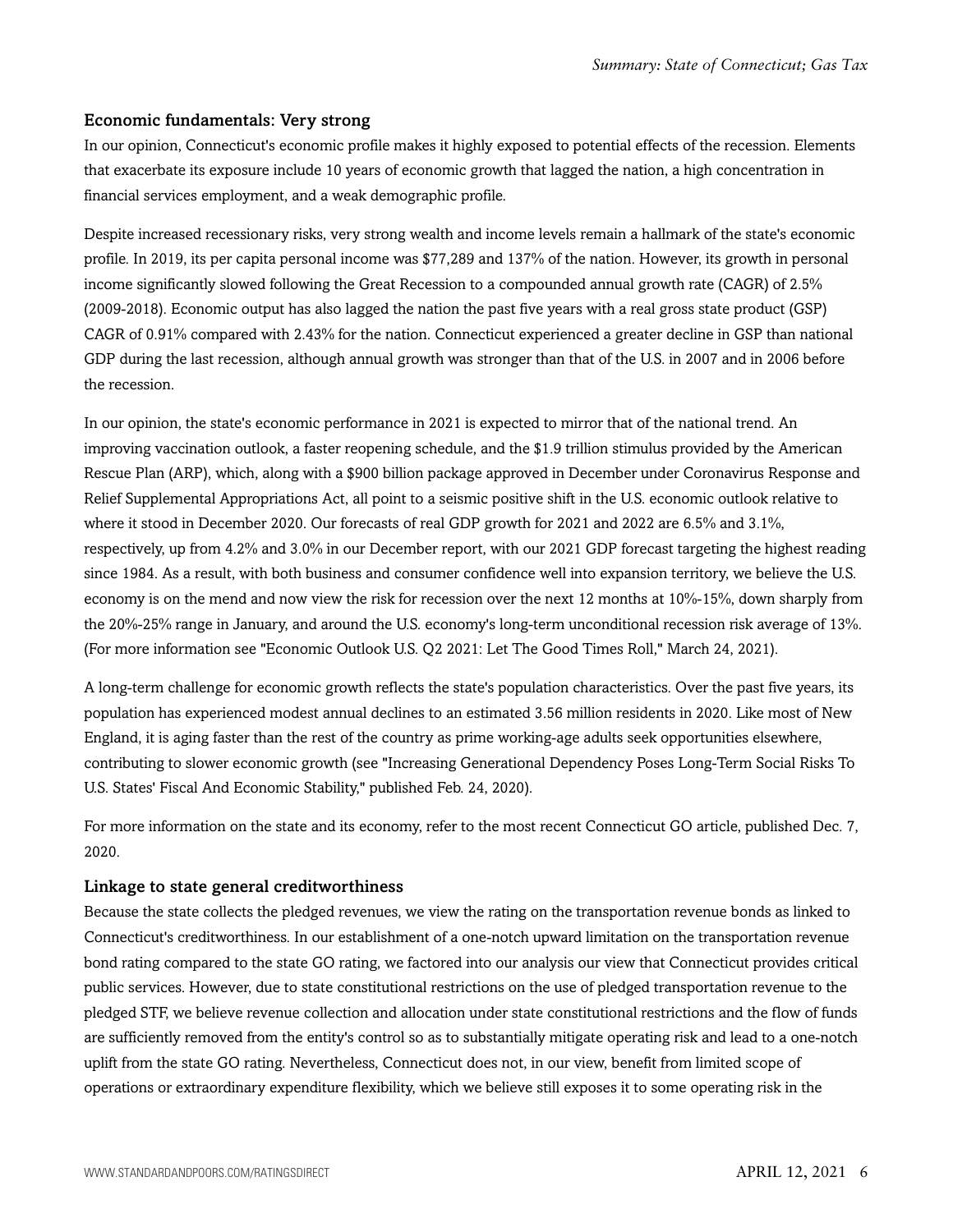### Economic fundamentals: Very strong

In our opinion, Connecticut's economic profile makes it highly exposed to potential effects of the recession. Elements that exacerbate its exposure include 10 years of economic growth that lagged the nation, a high concentration in financial services employment, and a weak demographic profile.

Despite increased recessionary risks, very strong wealth and income levels remain a hallmark of the state's economic profile. In 2019, its per capita personal income was $77,289 and 137% of the nation. However, its growth in personal income significantly slowed following the Great Recession to a compounded annual growth rate (CAGR) of 2.5% (2009-2018). Economic output has also lagged the nation the past five years with a real gross state product (GSP) CAGR of 0.91% compared with 2.43% for the nation. Connecticut experienced a greater decline in GSP than national GDP during the last recession, although annual growth was stronger than that of the U.S. in 2007 and in 2006 before the recession.

In our opinion, the state's economic performance in 2021 is expected to mirror that of the national trend. An improving vaccination outlook, a faster reopening schedule, and the $1.9 trillion stimulus provided by the American Rescue Plan (ARP), which, along with a $900 billion package approved in December under Coronavirus Response and Relief Supplemental Appropriations Act, all point to a seismic positive shift in the U.S. economic outlook relative to where it stood in December 2020. Our forecasts of real GDP growth for 2021 and 2022 are 6.5% and 3.1%, respectively, up from 4.2% and 3.0% in our December report, with our 2021 GDP forecast targeting the highest reading since 1984. As a result, with both business and consumer confidence well into expansion territory, we believe the U.S. economy is on the mend and now view the risk for recession over the next 12 months at 10%-15%, down sharply from the 20%-25% range in January, and around the U.S. economy's long-term unconditional recession risk average of 13%. (For more information see "Economic Outlook U.S. Q2 2021: Let The Good Times Roll," March 24, 2021).

A long-term challenge for economic growth reflects the state's population characteristics. Over the past five years, its population has experienced modest annual declines to an estimated 3.56 million residents in 2020. Like most of New England, it is aging faster than the rest of the country as prime working-age adults seek opportunities elsewhere, contributing to slower economic growth (see "Increasing Generational Dependency Poses Long-Term Social Risks To U.S. States' Fiscal And Economic Stability," published Feb. 24, 2020).

For more information on the state and its economy, refer to the most recent Connecticut GO article, published Dec. 7, 2020.

### Linkage to state general creditworthiness

Because the state collects the pledged revenues, we view the rating on the transportation revenue bonds as linked to Connecticut's creditworthiness. In our establishment of a one-notch upward limitation on the transportation revenue bond rating compared to the state GO rating, we factored into our analysis our view that Connecticut provides critical public services. However, due to state constitutional restrictions on the use of pledged transportation revenue to the pledged STF, we believe revenue collection and allocation under state constitutional restrictions and the flow of funds are sufficiently removed from the entity's control so as to substantially mitigate operating risk and lead to a one-notch uplift from the state GO rating. Nevertheless, Connecticut does not, in our view, benefit from limited scope of operations or extraordinary expenditure flexibility, which we believe still exposes it to some operating risk in the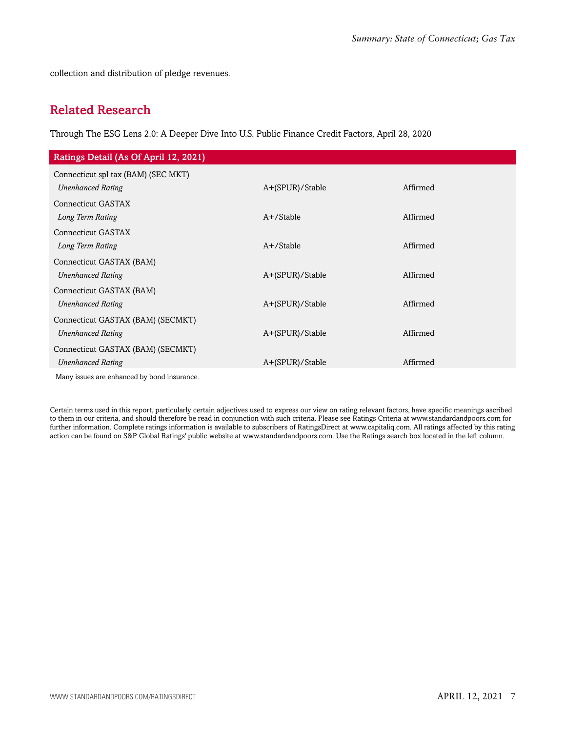collection and distribution of pledge revenues.

## Related Research

Through The ESG Lens 2.0: A Deeper Dive Into U.S. Public Finance Credit Factors, April 28, 2020

| Ratings Detail (As Of April 12, 2021) | | |
|---|---|---|
| Connecticut spl tax (BAM) (SEC MKT) | | |
| *Unenhanced Rating* | A+(SPUR)/Stable | Affirmed |
| Connecticut GASTAX | | |
| *Long Term Rating* | A+/Stable | Affirmed |
| Connecticut GASTAX | | |
| *Long Term Rating* | A+/Stable | Affirmed |
| Connecticut GASTAX (BAM) | | |
| *Unenhanced Rating* | A+(SPUR)/Stable | Affirmed |
| Connecticut GASTAX (BAM) | | |
| *Unenhanced Rating* | A+(SPUR)/Stable | Affirmed |
| Connecticut GASTAX (BAM) (SECMKT) | | |
| *Unenhanced Rating* | A+(SPUR)/Stable | Affirmed |
| Connecticut GASTAX (BAM) (SECMKT) | | |
| *Unenhanced Rating* | A+(SPUR)/Stable | Affirmed |

Many issues are enhanced by bond insurance.

Certain terms used in this report, particularly certain adjectives used to express our view on rating relevant factors, have specific meanings ascribed to them in our criteria, and should therefore be read in conjunction with such criteria. Please see Ratings Criteria at www.standardandpoors.com for further information. Complete ratings information is available to subscribers of RatingsDirect at www.capitaliq.com. All ratings affected by this rating action can be found on S&P Global Ratings' public website at www.standardandpoors.com. Use the Ratings search box located in the left column.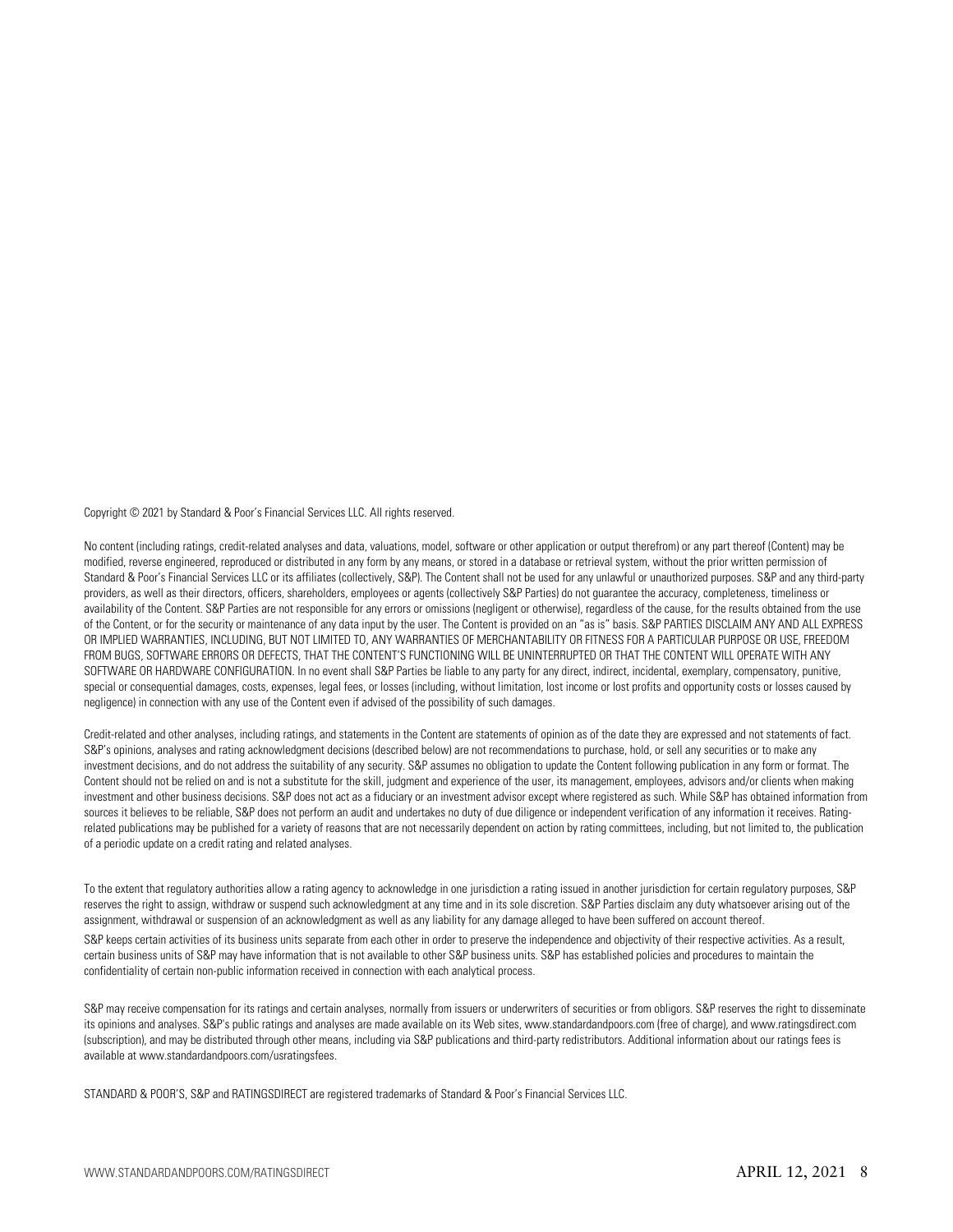Copyright © 2021 by Standard & Poor's Financial Services LLC. All rights reserved.

No content (including ratings, credit-related analyses and data, valuations, model, software or other application or output therefrom) or any part thereof (Content) may be modified, reverse engineered, reproduced or distributed in any form by any means, or stored in a database or retrieval system, without the prior written permission of Standard & Poor's Financial Services LLC or its affiliates (collectively, S&P). The Content shall not be used for any unlawful or unauthorized purposes. S&P and any third-party providers, as well as their directors, officers, shareholders, employees or agents (collectively S&P Parties) do not guarantee the accuracy, completeness, timeliness or availability of the Content. S&P Parties are not responsible for any errors or omissions (negligent or otherwise), regardless of the cause, for the results obtained from the use of the Content, or for the security or maintenance of any data input by the user. The Content is provided on an "as is" basis. S&P PARTIES DISCLAIM ANY AND ALL EXPRESS OR IMPLIED WARRANTIES, INCLUDING, BUT NOT LIMITED TO, ANY WARRANTIES OF MERCHANTABILITY OR FITNESS FOR A PARTICULAR PURPOSE OR USE, FREEDOM FROM BUGS, SOFTWARE ERRORS OR DEFECTS, THAT THE CONTENT'S FUNCTIONING WILL BE UNINTERRUPTED OR THAT THE CONTENT WILL OPERATE WITH ANY SOFTWARE OR HARDWARE CONFIGURATION. In no event shall S&P Parties be liable to any party for any direct, indirect, incidental, exemplary, compensatory, punitive, special or consequential damages, costs, expenses, legal fees, or losses (including, without limitation, lost income or lost profits and opportunity costs or losses caused by negligence) in connection with any use of the Content even if advised of the possibility of such damages.

Credit-related and other analyses, including ratings, and statements in the Content are statements of opinion as of the date they are expressed and not statements of fact. S&P's opinions, analyses and rating acknowledgment decisions (described below) are not recommendations to purchase, hold, or sell any securities or to make any investment decisions, and do not address the suitability of any security. S&P assumes no obligation to update the Content following publication in any form or format. The Content should not be relied on and is not a substitute for the skill, judgment and experience of the user, its management, employees, advisors and/or clients when making investment and other business decisions. S&P does not act as a fiduciary or an investment advisor except where registered as such. While S&P has obtained information from sources it believes to be reliable, S&P does not perform an audit and undertakes no duty of due diligence or independent verification of any information it receives. Rating-related publications may be published for a variety of reasons that are not necessarily dependent on action by rating committees, including, but not limited to, the publication of a periodic update on a credit rating and related analyses.

To the extent that regulatory authorities allow a rating agency to acknowledge in one jurisdiction a rating issued in another jurisdiction for certain regulatory purposes, S&P reserves the right to assign, withdraw or suspend such acknowledgment at any time and in its sole discretion. S&P Parties disclaim any duty whatsoever arising out of the assignment, withdrawal or suspension of an acknowledgment as well as any liability for any damage alleged to have been suffered on account thereof.

S&P keeps certain activities of its business units separate from each other in order to preserve the independence and objectivity of their respective activities. As a result, certain business units of S&P may have information that is not available to other S&P business units. S&P has established policies and procedures to maintain the confidentiality of certain non-public information received in connection with each analytical process.

S&P may receive compensation for its ratings and certain analyses, normally from issuers or underwriters of securities or from obligors. S&P reserves the right to disseminate its opinions and analyses. S&P's public ratings and analyses are made available on its Web sites, www.standardandpoors.com (free of charge), and www.ratingsdirect.com (subscription), and may be distributed through other means, including via S&P publications and third-party redistributors. Additional information about our ratings fees is available at www.standardandpoors.com/usratingsfees.

STANDARD & POOR'S, S&P and RATINGSDIRECT are registered trademarks of Standard & Poor's Financial Services LLC.